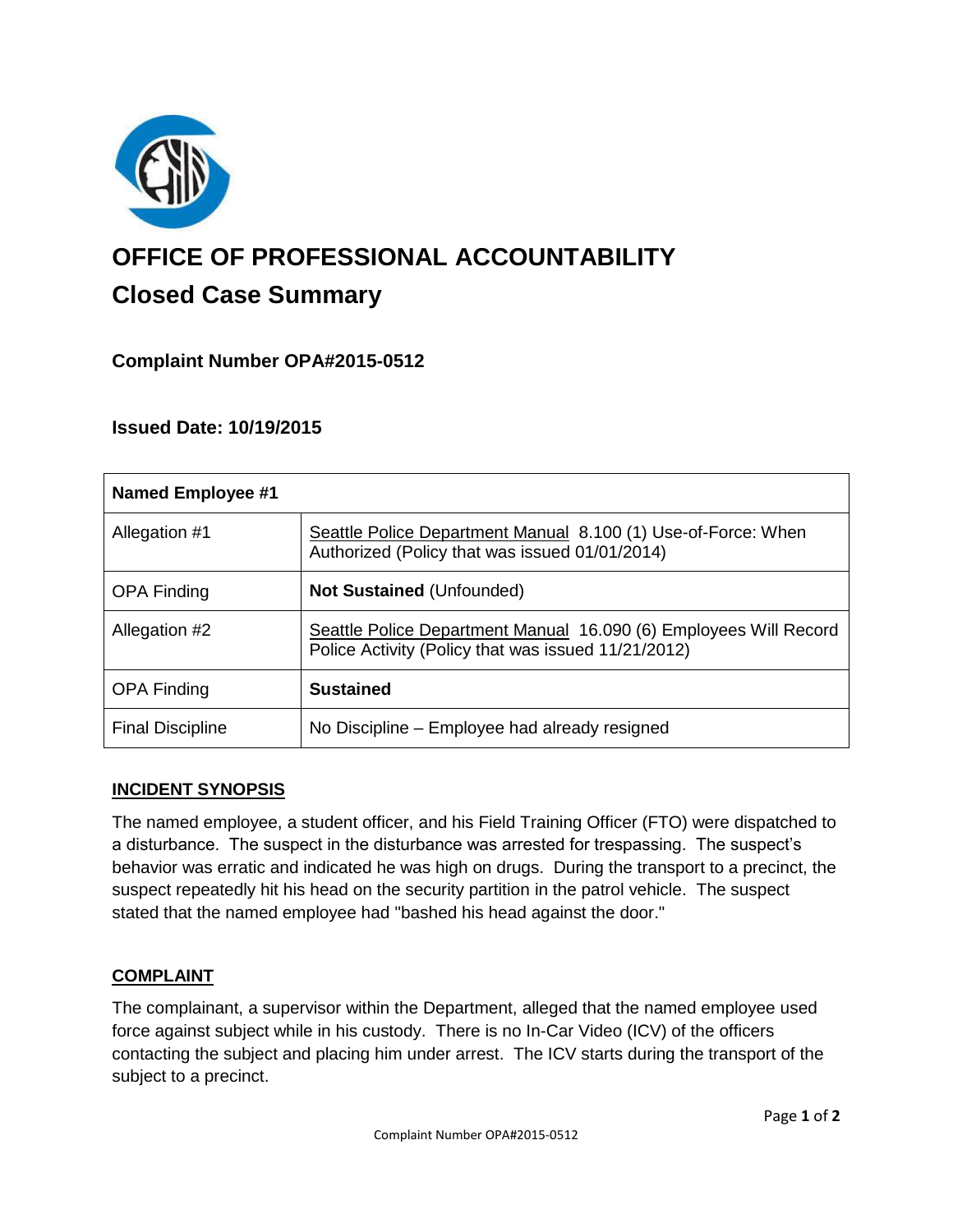# OFFICE OF PROFESSIONAL ACCOUNTABILITY

## Closed Case Summary

### Complaint Number OPA#2015-0512

### Issued Date: 10/19/2015

| Named Employee #1 | |
|---|---|
| Allegation #1 | Seattle Police Department Manual 8.100 (1) Use-of-Force: When Authorized (Policy that was issued 01/01/2014) |
| OPA Finding | **Not Sustained** (Unfounded) |
| Allegation #2 | Seattle Police Department Manual 16.090 (6) Employees Will Record Police Activity (Policy that was issued 11/21/2012) |
| OPA Finding | **Sustained** |
| Final Discipline | No Discipline – Employee had already resigned |

### INCIDENT SYNOPSIS

The named employee, a student officer, and his Field Training Officer (FTO) were dispatched to a disturbance. The suspect in the disturbance was arrested for trespassing. The suspect's behavior was erratic and indicated he was high on drugs. During the transport to a precinct, the suspect repeatedly hit his head on the security partition in the patrol vehicle. The suspect stated that the named employee had "bashed his head against the door."

### COMPLAINT

The complainant, a supervisor within the Department, alleged that the named employee used force against subject while in his custody. There is no In-Car Video (ICV) of the officers contacting the subject and placing him under arrest. The ICV starts during the transport of the subject to a precinct.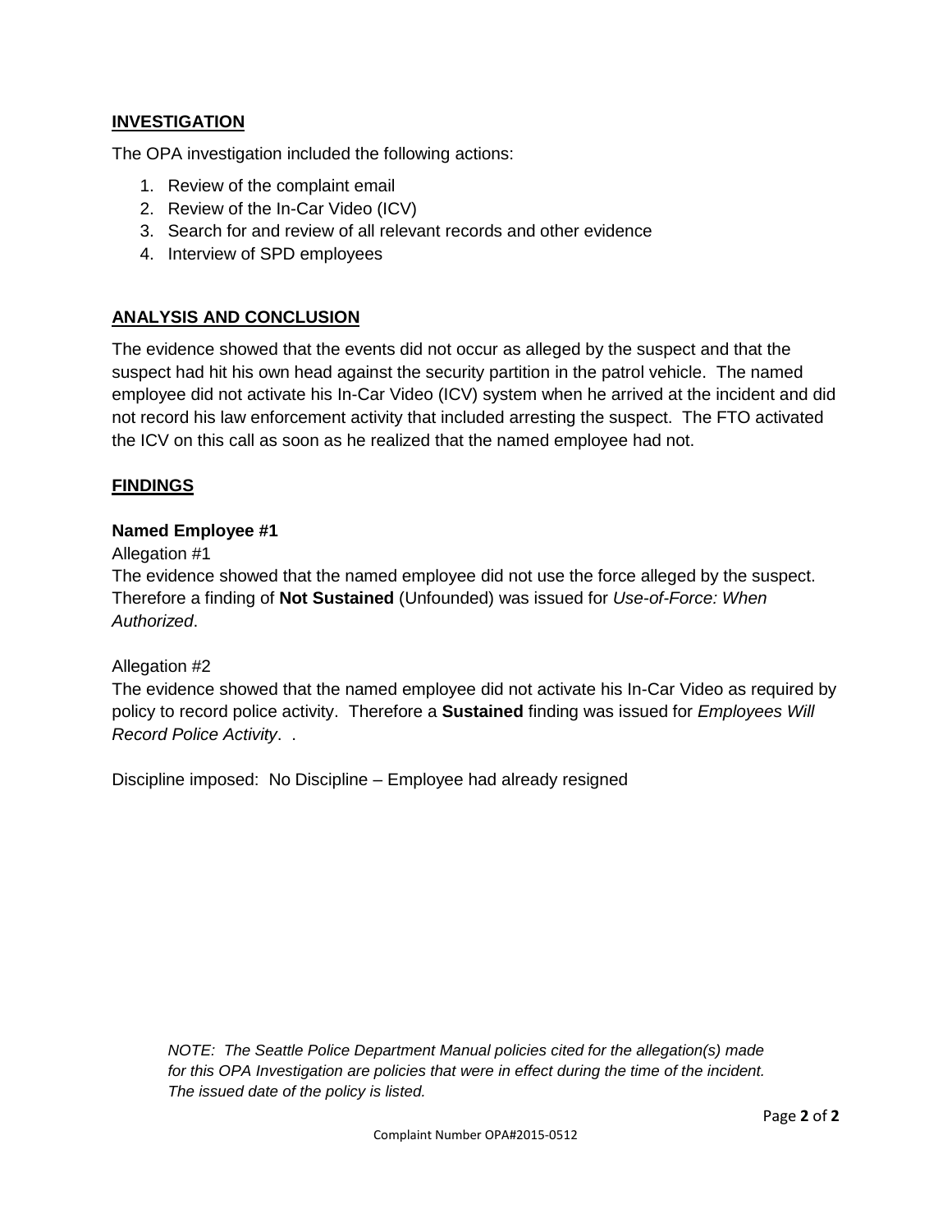## INVESTIGATION

The OPA investigation included the following actions:

1. Review of the complaint email
2. Review of the In-Car Video (ICV)
3. Search for and review of all relevant records and other evidence
4. Interview of SPD employees

## ANALYSIS AND CONCLUSION

The evidence showed that the events did not occur as alleged by the suspect and that the suspect had hit his own head against the security partition in the patrol vehicle. The named employee did not activate his In-Car Video (ICV) system when he arrived at the incident and did not record his law enforcement activity that included arresting the suspect. The FTO activated the ICV on this call as soon as he realized that the named employee had not.

## FINDINGS

**Named Employee #1**

Allegation #1
The evidence showed that the named employee did not use the force alleged by the suspect. Therefore a finding of **Not Sustained** (Unfounded) was issued for *Use-of-Force: When Authorized*.

Allegation #2
The evidence showed that the named employee did not activate his In-Car Video as required by policy to record police activity. Therefore a **Sustained** finding was issued for *Employees Will Record Police Activity*. .

Discipline imposed: No Discipline – Employee had already resigned

*NOTE: The Seattle Police Department Manual policies cited for the allegation(s) made for this OPA Investigation are policies that were in effect during the time of the incident. The issued date of the policy is listed.*

Complaint Number OPA#2015-0512